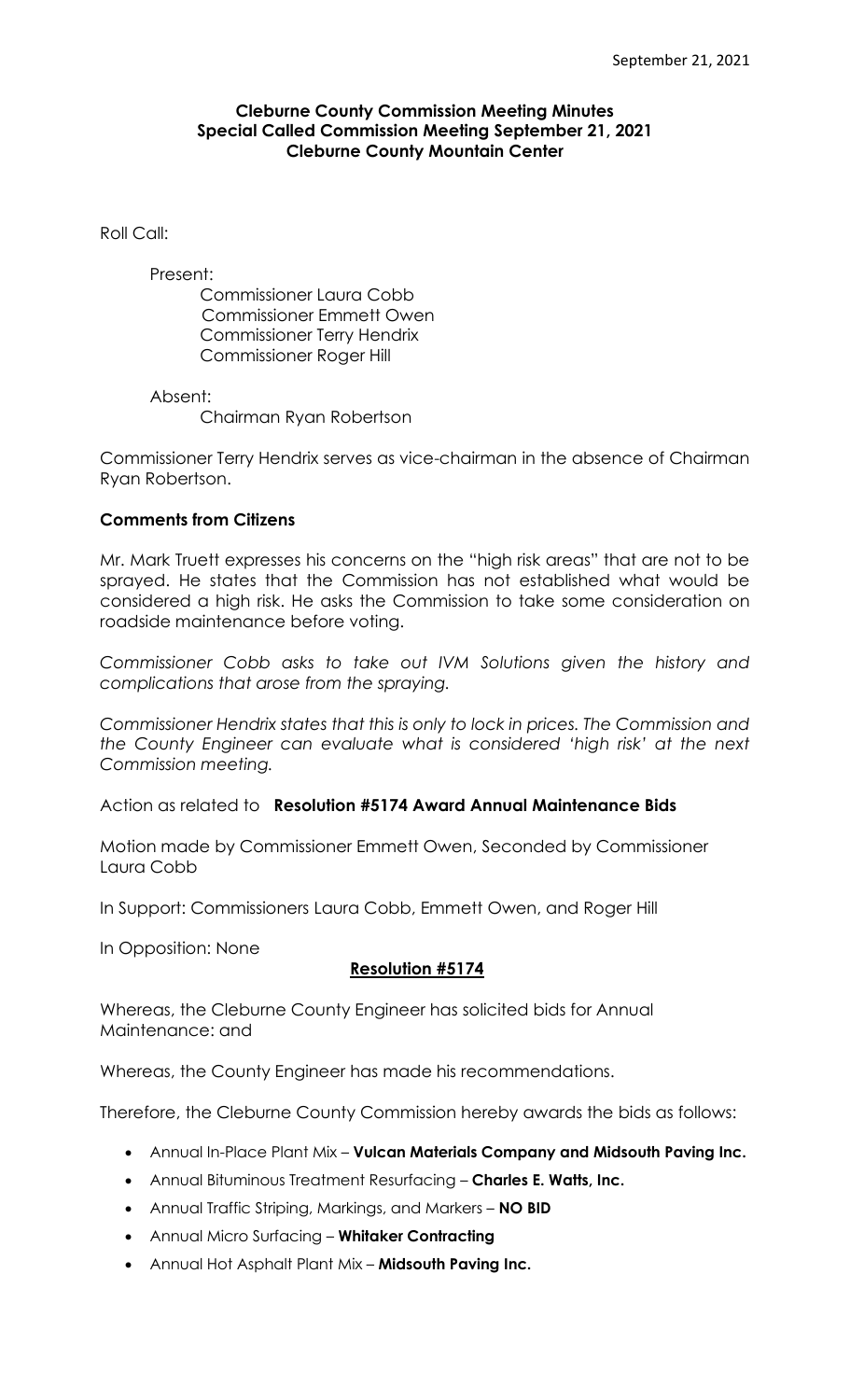**Cleburne County Commission Meeting Minutes**
**Special Called Commission Meeting September 21, 2021**
**Cleburne County Mountain Center**

Roll Call:

Present:
Commissioner Laura Cobb
Commissioner Emmett Owen
Commissioner Terry Hendrix
Commissioner Roger Hill

Absent:
Chairman Ryan Robertson

Commissioner Terry Hendrix serves as vice-chairman in the absence of Chairman Ryan Robertson.

**Comments from Citizens**

Mr. Mark Truett expresses his concerns on the "high risk areas" that are not to be sprayed. He states that the Commission has not established what would be considered a high risk. He asks the Commission to take some consideration on roadside maintenance before voting.

*Commissioner Cobb asks to take out IVM Solutions given the history and complications that arose from the spraying.*

*Commissioner Hendrix states that this is only to lock in prices. The Commission and the County Engineer can evaluate what is considered 'high risk' at the next Commission meeting.*

Action as related to **Resolution #5174 Award Annual Maintenance Bids**

Motion made by Commissioner Emmett Owen, Seconded by Commissioner Laura Cobb

In Support: Commissioners Laura Cobb, Emmett Owen, and Roger Hill

In Opposition: None

**Resolution #5174**

Whereas, the Cleburne County Engineer has solicited bids for Annual Maintenance: and

Whereas, the County Engineer has made his recommendations.

Therefore, the Cleburne County Commission hereby awards the bids as follows:

- Annual In-Place Plant Mix – **Vulcan Materials Company and Midsouth Paving Inc.**
- Annual Bituminous Treatment Resurfacing – **Charles E. Watts, Inc.**
- Annual Traffic Striping, Markings, and Markers – **NO BID**
- Annual Micro Surfacing – **Whitaker Contracting**
- Annual Hot Asphalt Plant Mix – **Midsouth Paving Inc.**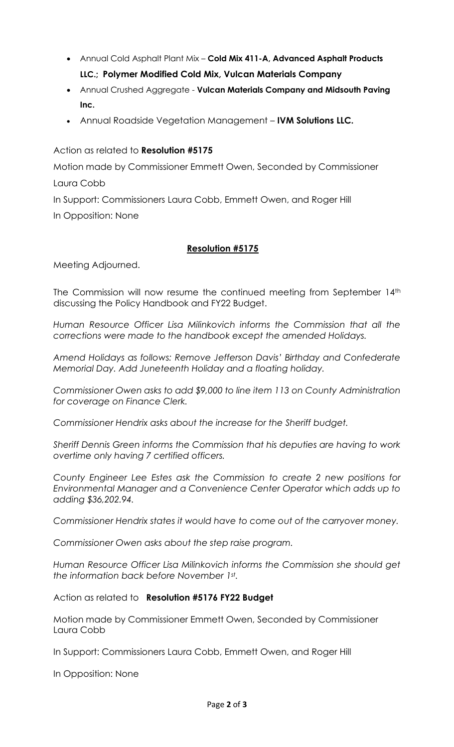- Annual Cold Asphalt Plant Mix – **Cold Mix 411-A, Advanced Asphalt Products LLC.; Polymer Modified Cold Mix, Vulcan Materials Company**
- Annual Crushed Aggregate - **Vulcan Materials Company and Midsouth Paving Inc.**
- Annual Roadside Vegetation Management – **IVM Solutions LLC.**

Action as related to **Resolution #5175**

Motion made by Commissioner Emmett Owen, Seconded by Commissioner Laura Cobb

In Support: Commissioners Laura Cobb, Emmett Owen, and Roger Hill

In Opposition: None

**Resolution #5175**

Meeting Adjourned.

The Commission will now resume the continued meeting from September 14th discussing the Policy Handbook and FY22 Budget.

*Human Resource Officer Lisa Milinkovich informs the Commission that all the corrections were made to the handbook except the amended Holidays.*

*Amend Holidays as follows: Remove Jefferson Davis' Birthday and Confederate Memorial Day. Add Juneteenth Holiday and a floating holiday.*

*Commissioner Owen asks to add $9,000 to line item 113 on County Administration for coverage on Finance Clerk.*

*Commissioner Hendrix asks about the increase for the Sheriff budget.*

*Sheriff Dennis Green informs the Commission that his deputies are having to work overtime only having 7 certified officers.*

*County Engineer Lee Estes ask the Commission to create 2 new positions for Environmental Manager and a Convenience Center Operator which adds up to adding $36,202.94.*

*Commissioner Hendrix states it would have to come out of the carryover money.*

*Commissioner Owen asks about the step raise program.*

*Human Resource Officer Lisa Milinkovich informs the Commission she should get the information back before November 1st.*

Action as related to **Resolution #5176 FY22 Budget**

Motion made by Commissioner Emmett Owen, Seconded by Commissioner Laura Cobb

In Support: Commissioners Laura Cobb, Emmett Owen, and Roger Hill

In Opposition: None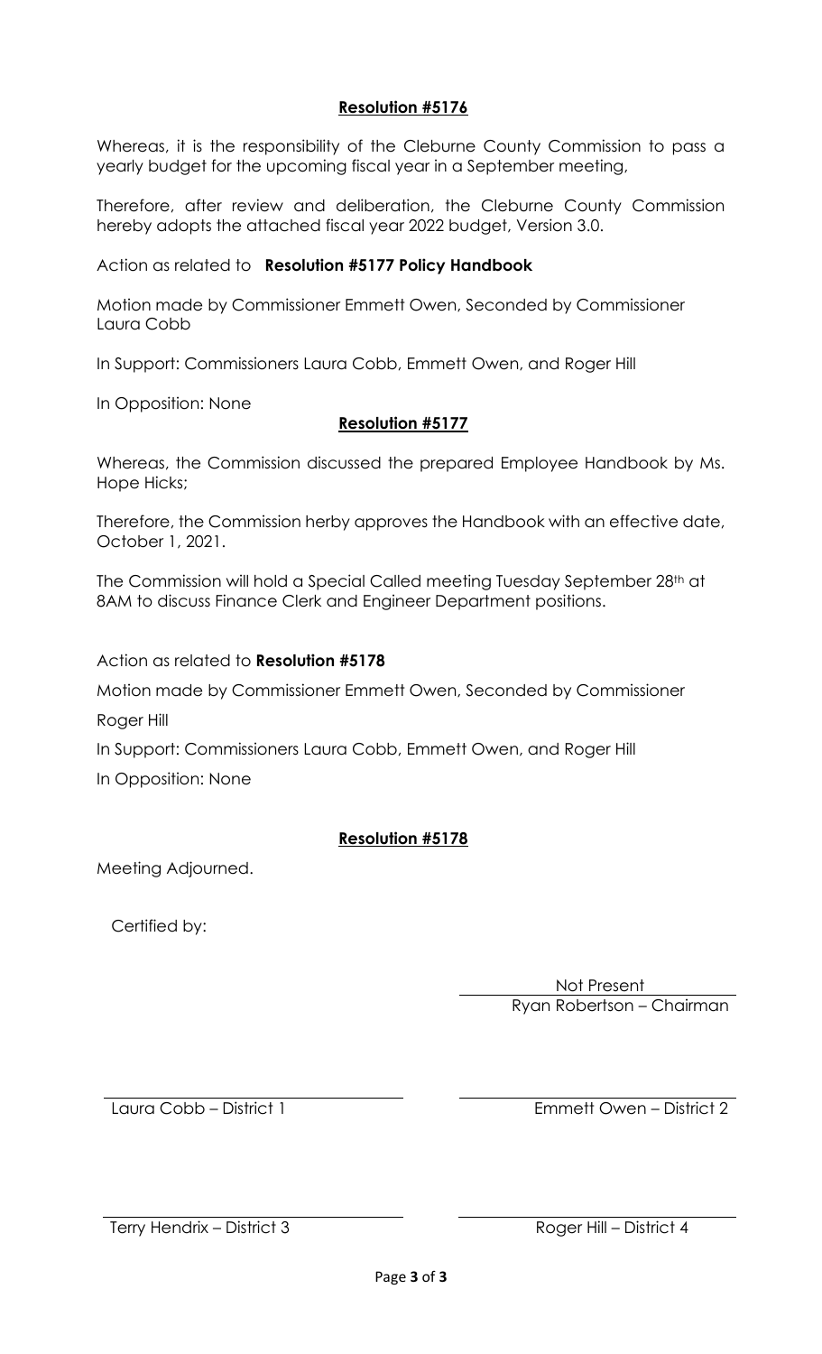**Resolution #5176**

Whereas, it is the responsibility of the Cleburne County Commission to pass a yearly budget for the upcoming fiscal year in a September meeting,

Therefore, after review and deliberation, the Cleburne County Commission hereby adopts the attached fiscal year 2022 budget, Version 3.0.

Action as related to **Resolution #5177 Policy Handbook**

Motion made by Commissioner Emmett Owen, Seconded by Commissioner Laura Cobb

In Support: Commissioners Laura Cobb, Emmett Owen, and Roger Hill

In Opposition: None

**Resolution #5177**

Whereas, the Commission discussed the prepared Employee Handbook by Ms. Hope Hicks;

Therefore, the Commission herby approves the Handbook with an effective date, October 1, 2021.

The Commission will hold a Special Called meeting Tuesday September 28th at 8AM to discuss Finance Clerk and Engineer Department positions.

Action as related to **Resolution #5178**

Motion made by Commissioner Emmett Owen, Seconded by Commissioner Roger Hill

In Support: Commissioners Laura Cobb, Emmett Owen, and Roger Hill

In Opposition: None

**Resolution #5178**

Meeting Adjourned.

Certified by:

Not Present
Ryan Robertson – Chairman

Laura Cobb – District 1

Emmett Owen – District 2

Terry Hendrix – District 3

Roger Hill – District 4